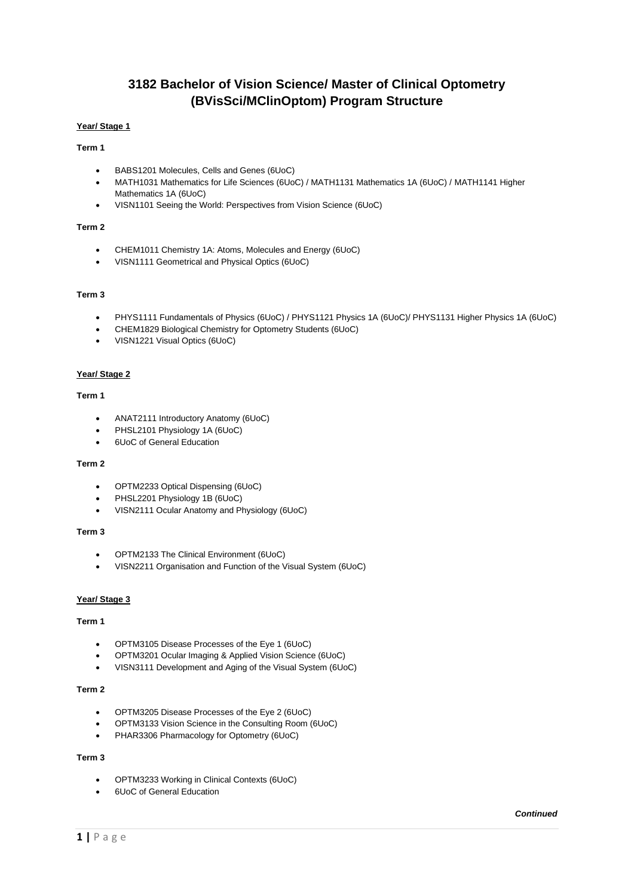# 3182 Bachelor of Vision Science/ Master of Clinical Optometry (BVisSci/MClinOptom) Program Structure

## Year/ Stage 1

### Term 1

- BABS1201 Molecules, Cells and Genes (6UoC)
- MATH1031 Mathematics for Life Sciences (6UoC) / MATH1131 Mathematics 1A (6UoC) / MATH1141 Higher Mathematics 1A (6UoC)
- VISN1101 Seeing the World: Perspectives from Vision Science (6UoC)

### Term 2

- CHEM1011 Chemistry 1A: Atoms, Molecules and Energy (6UoC)
- VISN1111 Geometrical and Physical Optics (6UoC)

### Term 3

- PHYS1111 Fundamentals of Physics (6UoC) / PHYS1121 Physics 1A (6UoC)/ PHYS1131 Higher Physics 1A (6UoC)
- CHEM1829 Biological Chemistry for Optometry Students (6UoC)
- VISN1221 Visual Optics (6UoC)

## Year/ Stage 2

### Term 1

- ANAT2111 Introductory Anatomy (6UoC)
- PHSL2101 Physiology 1A (6UoC)
- 6UoC of General Education

### Term 2

- OPTM2233 Optical Dispensing (6UoC)
- PHSL2201 Physiology 1B (6UoC)
- VISN2111 Ocular Anatomy and Physiology (6UoC)

### Term 3

- OPTM2133 The Clinical Environment (6UoC)
- VISN2211 Organisation and Function of the Visual System (6UoC)

## Year/ Stage 3

### Term 1

- OPTM3105 Disease Processes of the Eye 1 (6UoC)
- OPTM3201 Ocular Imaging & Applied Vision Science (6UoC)
- VISN3111 Development and Aging of the Visual System (6UoC)

### Term 2

- OPTM3205 Disease Processes of the Eye 2 (6UoC)
- OPTM3133 Vision Science in the Consulting Room (6UoC)
- PHAR3306 Pharmacology for Optometry (6UoC)

### Term 3

- OPTM3233 Working in Clinical Contexts (6UoC)
- 6UoC of General Education

***Continued***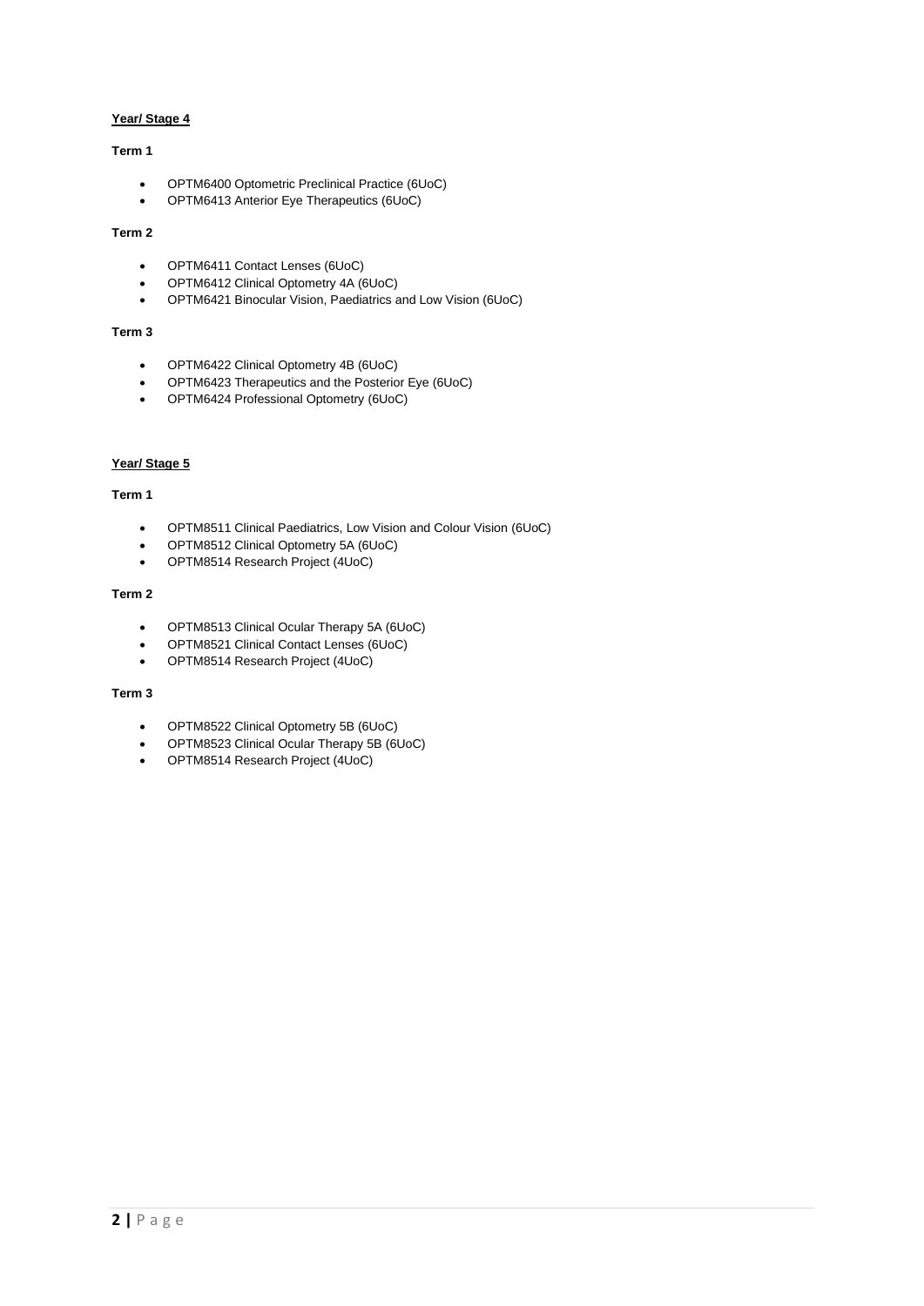**Year/ Stage 4**

**Term 1**

- OPTM6400 Optometric Preclinical Practice (6UoC)
- OPTM6413 Anterior Eye Therapeutics (6UoC)

**Term 2**

- OPTM6411 Contact Lenses (6UoC)
- OPTM6412 Clinical Optometry 4A (6UoC)
- OPTM6421 Binocular Vision, Paediatrics and Low Vision (6UoC)

**Term 3**

- OPTM6422 Clinical Optometry 4B (6UoC)
- OPTM6423 Therapeutics and the Posterior Eye (6UoC)
- OPTM6424 Professional Optometry (6UoC)

**Year/ Stage 5**

**Term 1**

- OPTM8511 Clinical Paediatrics, Low Vision and Colour Vision (6UoC)
- OPTM8512 Clinical Optometry 5A (6UoC)
- OPTM8514 Research Project (4UoC)

**Term 2**

- OPTM8513 Clinical Ocular Therapy 5A (6UoC)
- OPTM8521 Clinical Contact Lenses (6UoC)
- OPTM8514 Research Project (4UoC)

**Term 3**

- OPTM8522 Clinical Optometry 5B (6UoC)
- OPTM8523 Clinical Ocular Therapy 5B (6UoC)
- OPTM8514 Research Project (4UoC)